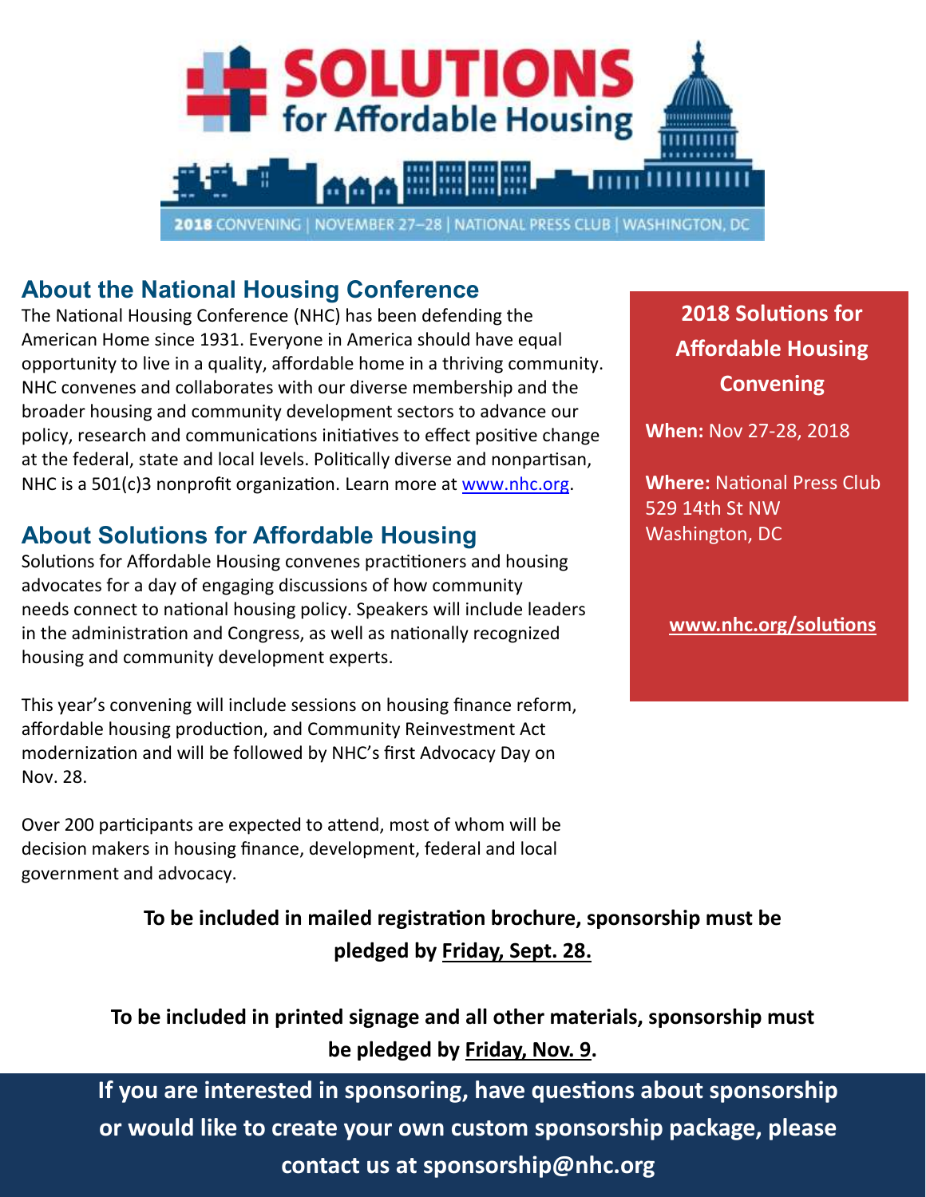# SOLUTIONS for Affordable Housing

2018 CONVENING | NOVEMBER 27–28 | NATIONAL PRESS CLUB | WASHINGTON, DC

## About the National Housing Conference

The National Housing Conference (NHC) has been defending the American Home since 1931. Everyone in America should have equal opportunity to live in a quality, affordable home in a thriving community. NHC convenes and collaborates with our diverse membership and the broader housing and community development sectors to advance our policy, research and communications initiatives to effect positive change at the federal, state and local levels. Politically diverse and nonpartisan, NHC is a 501(c)3 nonprofit organization. Learn more at www.nhc.org.

## About Solutions for Affordable Housing

Solutions for Affordable Housing convenes practitioners and housing advocates for a day of engaging discussions of how community needs connect to national housing policy. Speakers will include leaders in the administration and Congress, as well as nationally recognized housing and community development experts.

This year's convening will include sessions on housing finance reform, affordable housing production, and Community Reinvestment Act modernization and will be followed by NHC's first Advocacy Day on Nov. 28.

Over 200 participants are expected to attend, most of whom will be decision makers in housing finance, development, federal and local government and advocacy.

### 2018 Solutions for Affordable Housing Convening

**When:** Nov 27-28, 2018

**Where:** National Press Club
529 14th St NW
Washington, DC

**www.nhc.org/solutions**

**To be included in mailed registration brochure, sponsorship must be pledged by Friday, Sept. 28.**

**To be included in printed signage and all other materials, sponsorship must be pledged by Friday, Nov. 9.**

**If you are interested in sponsoring, have questions about sponsorship or would like to create your own custom sponsorship package, please contact us at sponsorship@nhc.org**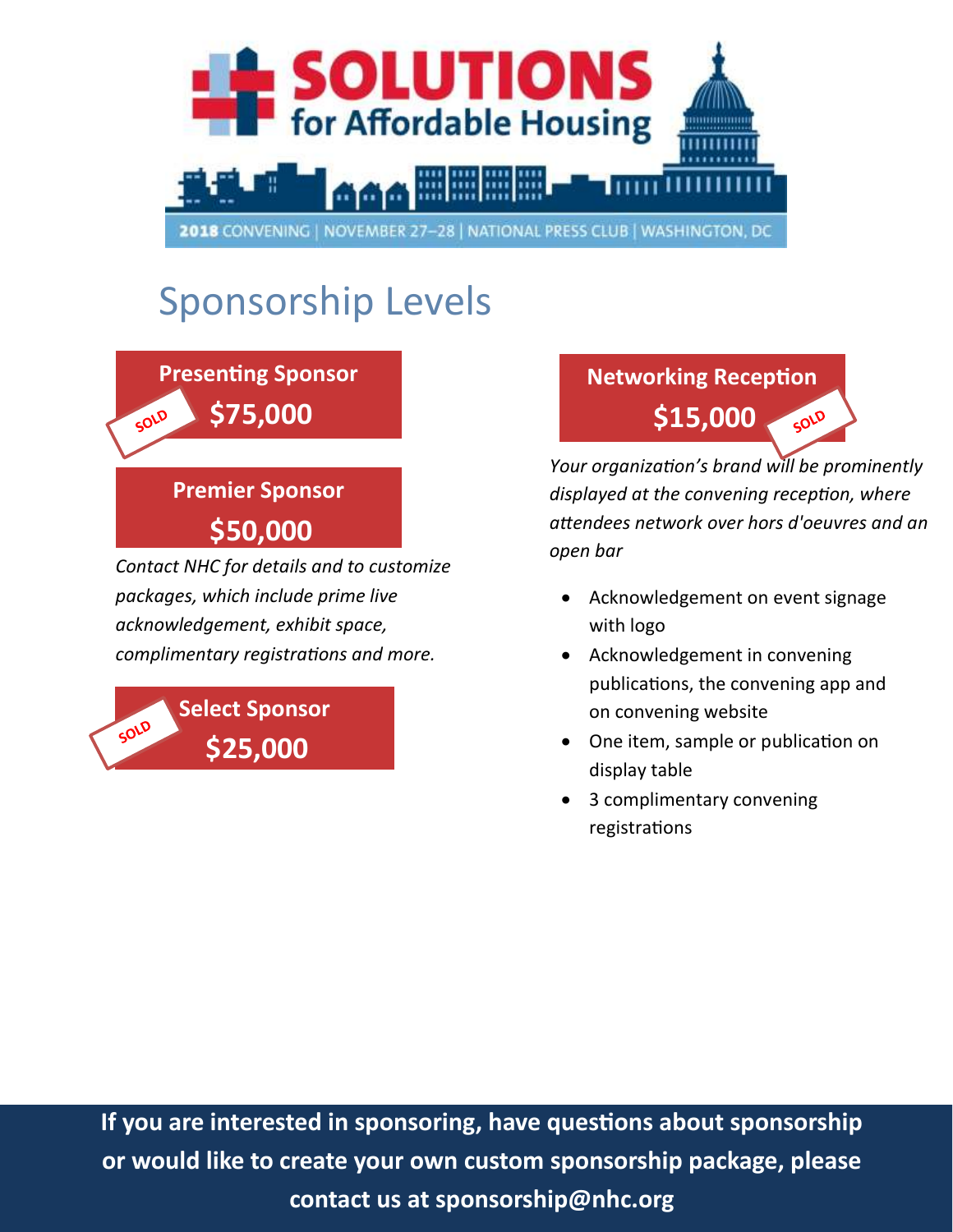# SOLUTIONS for Affordable Housing

2018 CONVENING | NOVEMBER 27–28 | NATIONAL PRESS CLUB | WASHINGTON, DC

## Sponsorship Levels

### Presenting Sponsor
**$75,000**

SOLD

### Premier Sponsor
**$50,000**

*Contact NHC for details and to customize packages, which include prime live acknowledgement, exhibit space, complimentary registrations and more.*

### Select Sponsor
**$25,000**

SOLD

### Networking Reception
**$15,000**

SOLD

*Your organization's brand will be prominently displayed at the convening reception, where attendees network over hors d'oeuvres and an open bar*

- Acknowledgement on event signage with logo
- Acknowledgement in convening publications, the convening app and on convening website
- One item, sample or publication on display table
- 3 complimentary convening registrations

**If you are interested in sponsoring, have questions about sponsorship or would like to create your own custom sponsorship package, please contact us at sponsorship@nhc.org**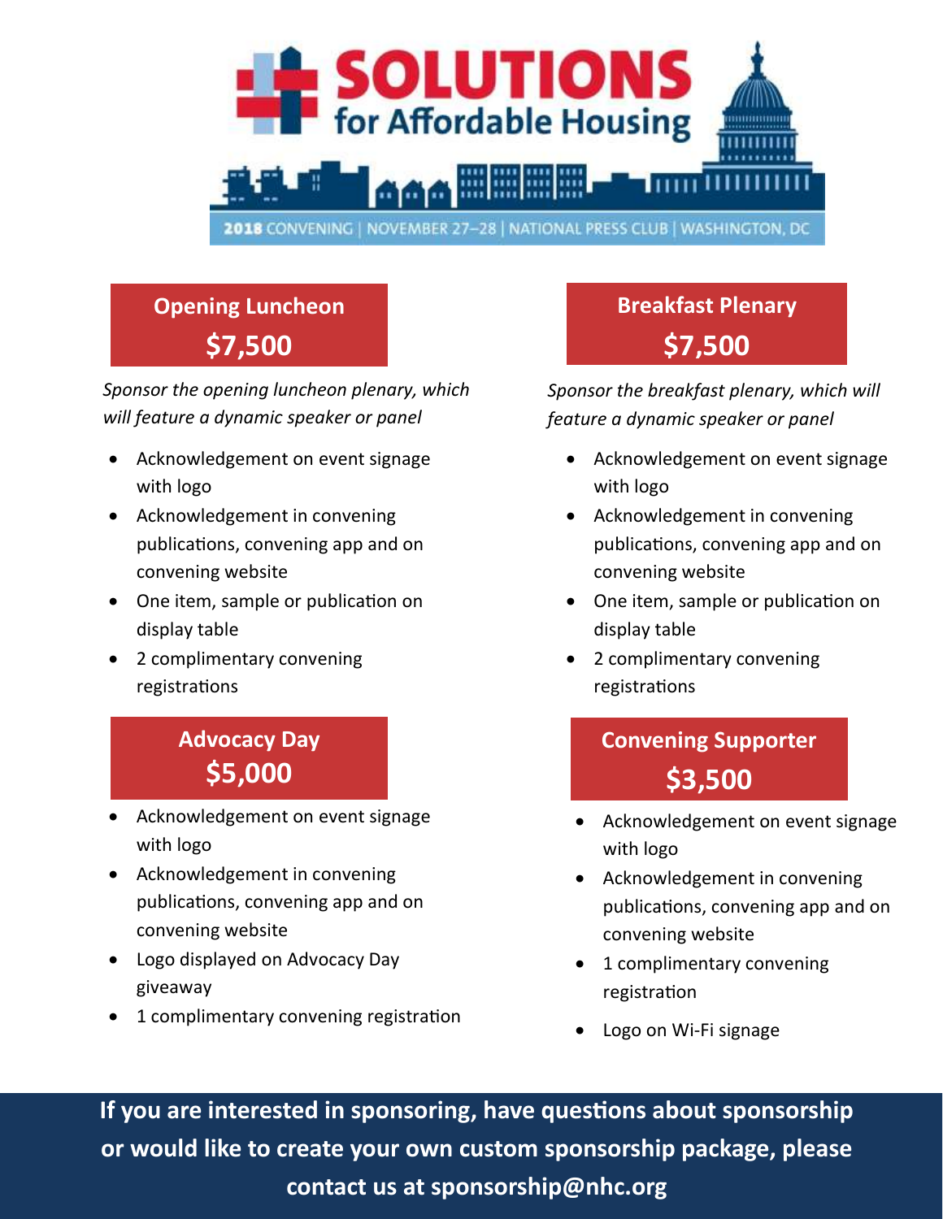# SOLUTIONS for Affordable Housing

2018 CONVENING | NOVEMBER 27–28 | NATIONAL PRESS CLUB | WASHINGTON, DC

## Opening Luncheon
## $7,500

*Sponsor the opening luncheon plenary, which will feature a dynamic speaker or panel*

- Acknowledgement on event signage with logo
- Acknowledgement in convening publications, convening app and on convening website
- One item, sample or publication on display table
- 2 complimentary convening registrations

## Advocacy Day
## $5,000

- Acknowledgement on event signage with logo
- Acknowledgement in convening publications, convening app and on convening website
- Logo displayed on Advocacy Day giveaway
- 1 complimentary convening registration

## Breakfast Plenary
## $7,500

*Sponsor the breakfast plenary, which will feature a dynamic speaker or panel*

- Acknowledgement on event signage with logo
- Acknowledgement in convening publications, convening app and on convening website
- One item, sample or publication on display table
- 2 complimentary convening registrations

## Convening Supporter
## $3,500

- Acknowledgement on event signage with logo
- Acknowledgement in convening publications, convening app and on convening website
- 1 complimentary convening registration
- Logo on Wi-Fi signage

**If you are interested in sponsoring, have questions about sponsorship or would like to create your own custom sponsorship package, please contact us at sponsorship@nhc.org**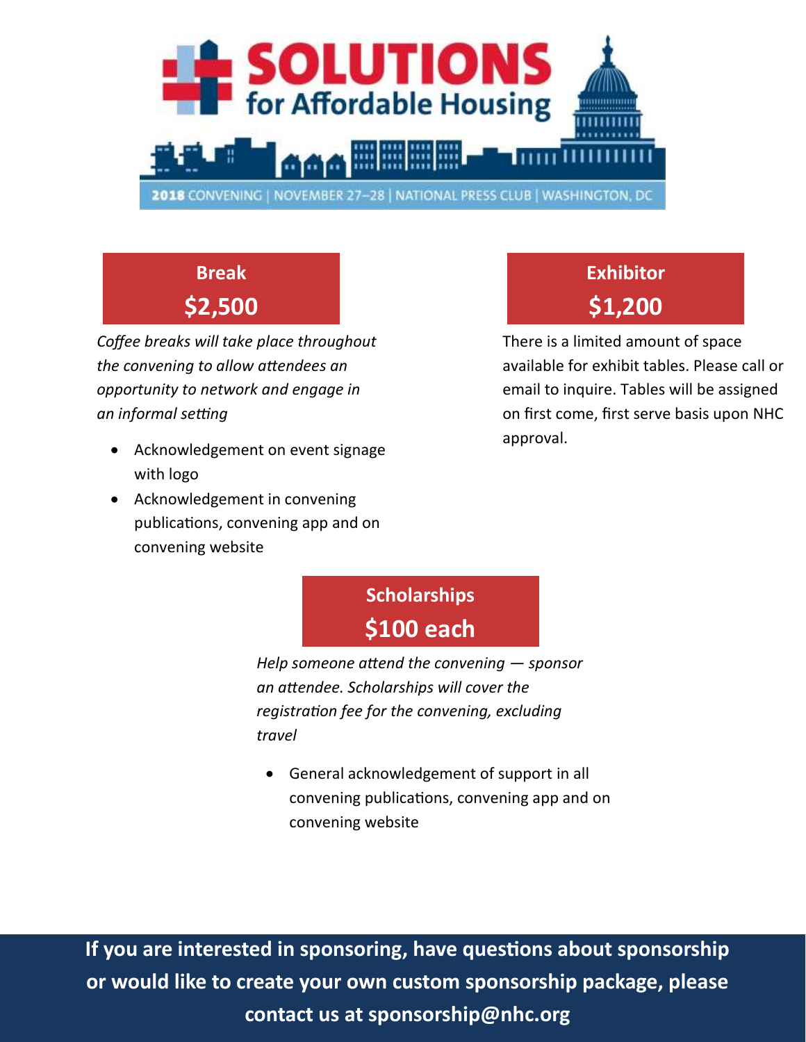SOLUTIONS for Affordable Housing

2018 CONVENING | NOVEMBER 27–28 | NATIONAL PRESS CLUB | WASHINGTON, DC

## Break

## $2,500

*Coffee breaks will take place throughout the convening to allow attendees an opportunity to network and engage in an informal setting*

- Acknowledgement on event signage with logo
- Acknowledgement in convening publications, convening app and on convening website

## Exhibitor

## $1,200

There is a limited amount of space available for exhibit tables. Please call or email to inquire. Tables will be assigned on first come, first serve basis upon NHC approval.

## Scholarships

## $100 each

*Help someone attend the convening — sponsor an attendee. Scholarships will cover the registration fee for the convening, excluding travel*

- General acknowledgement of support in all convening publications, convening app and on convening website

**If you are interested in sponsoring, have questions about sponsorship or would like to create your own custom sponsorship package, please contact us at sponsorship@nhc.org**